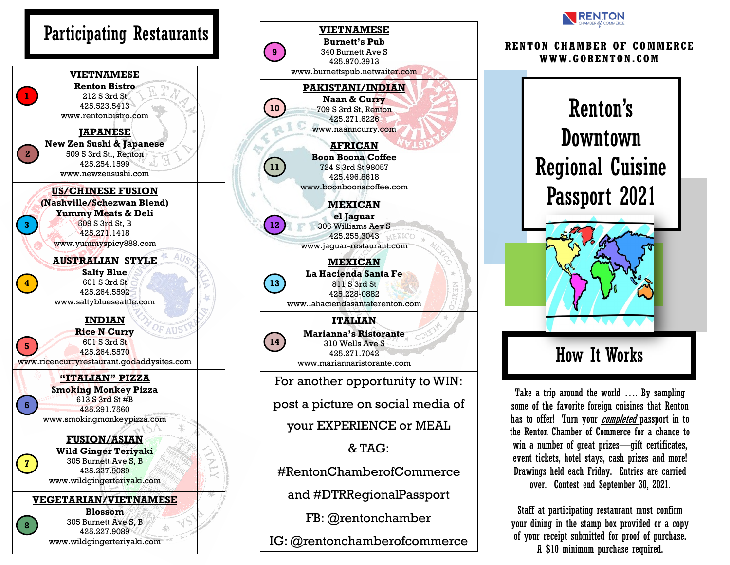# Participating Restaurants

| # | Restaurant | Stamp |
|---|---|---|
| 1 | **VIETNAMESE**<br>**Renton Bistro**<br>212 S 3rd St<br>425.523.5413<br>www.rentonbistro.com | |
| 2 | **JAPANESE**<br>**New Zen Sushi & Japanese**<br>509 S 3rd St., Renton<br>425.254.1599<br>www.newzensushi.com | |
| 3 | **US/CHINESE FUSION**<br>**(Nashville/Schezwan Blend)**<br>**Yummy Meats & Deli**<br>509 S 3rd St, B<br>425.271.1418<br>www.yummyspicy888.com | |
| 4 | **AUSTRALIAN STYLE**<br>**Salty Blue**<br>601 S 3rd St<br>425.264.5592<br>www.saltyblueseattle.com | |
| 5 | **INDIAN**<br>**Rice N Curry**<br>601 S 3rd St<br>425.264.5570<br>www.ricencurryrestaurant.godaddysites.com | |
| 6 | **"ITALIAN" PIZZA**<br>**Smoking Monkey Pizza**<br>613 S 3rd St #B<br>425.291.7560<br>www.smokingmonkeypizza.com | |
| 7 | **FUSION/ASIAN**<br>**Wild Ginger Teriyaki**<br>305 Burnett Ave S, B<br>425.227.9089<br>www.wildgingerteriyaki.com | |
| 8 | **VEGETARIAN/VIETNAMESE**<br>**Blossom**<br>305 Burnett Ave S, B<br>425.227.9089<br>www.wildgingerteriyaki.com | |
| 9 | **VIETNAMESE**<br>**Burnett's Pub**<br>340 Burnett Ave S<br>425.970.3913<br>www.burnettspub.netwaiter.com | |
| 10 | **PAKISTANI/INDIAN**<br>**Naan & Curry**<br>709 S 3rd St, Renton<br>425.271.6226<br>www.naanncurry.com | |
| 11 | **AFRICAN**<br>**Boon Boona Coffee**<br>724 S 3rd St 98057<br>425.496.8618<br>www.boonboonacoffee.com | |
| 12 | **MEXICAN**<br>**el Jaguar**<br>306 Williams Aev S<br>425.255.3043<br>www.jaguar-restaurant.com | |
| 13 | **MEXICAN**<br>**La Hacienda Santa Fe**<br>811 S 3rd St<br>425.228-0882<br>www.lahaciendasantaferenton.com | |
| 14 | **ITALIAN**<br>**Marianna's Ristorante**<br>310 Wells Ave S<br>425.271.7042<br>www.mariannaristorante.com | |

For another opportunity to WIN:

post a picture on social media of your EXPERIENCE or MEAL & TAG:

#RentonChamberofCommerce

and #DTRRegionalPassport

FB: @rentonchamber

IG: @rentonchamberofcommerce

RENTON CHAMBER of COMMERCE

**RENTON CHAMBER OF COMMERCE**
**WWW.GORENTON.COM**

# Renton's Downtown Regional Cuisine Passport 2021

## How It Works

Take a trip around the world …. By sampling some of the favorite foreign cuisines that Renton has to offer! Turn your *completed* passport in to the Renton Chamber of Commerce for a chance to win a number of great prizes—gift certificates, event tickets, hotel stays, cash prizes and more! Drawings held each Friday. Entries are carried over. Contest end September 30, 2021.

Staff at participating restaurant must confirm your dining in the stamp box provided or a copy of your receipt submitted for proof of purchase. A $10 minimum purchase required.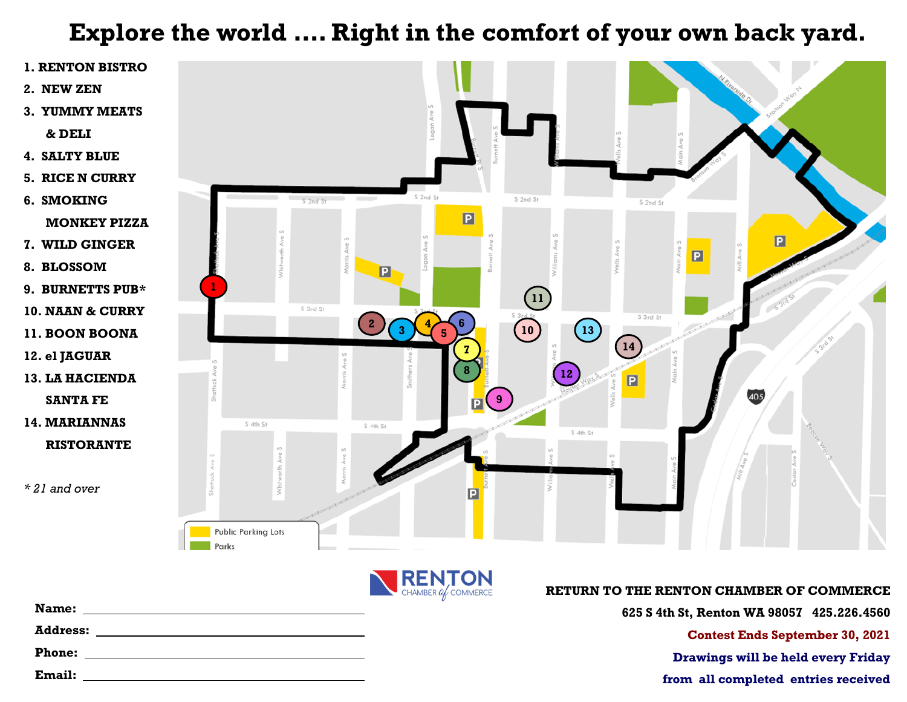# Explore the world .... Right in the comfort of your own back yard.

1. **RENTON BISTRO**
2. **NEW ZEN**
3. **YUMMY MEATS & DELI**
4. **SALTY BLUE**
5. **RICE N CURRY**
6. **SMOKING MONKEY PIZZA**
7. **WILD GINGER**
8. **BLOSSOM**
9. **BURNETTS PUB***
10. **NAAN & CURRY**
11. **BOON BOONA**
12. **el JAGUAR**
13. **LA HACIENDA SANTA FE**
14. **MARIANNAS RISTORANTE**

*\* 21 and over*

Public Parking Lots

Parks

**Name:** ______________________________

**Address:** ______________________________

**Phone:** ______________________________

**Email:** ______________________________

RENTON CHAMBER of COMMERCE

**RETURN TO THE RENTON CHAMBER OF COMMERCE**

**625 S 4th St, Renton WA 98057 425.226.4560**

**Contest Ends September 30, 2021**

**Drawings will be held every Friday from all completed entries received**